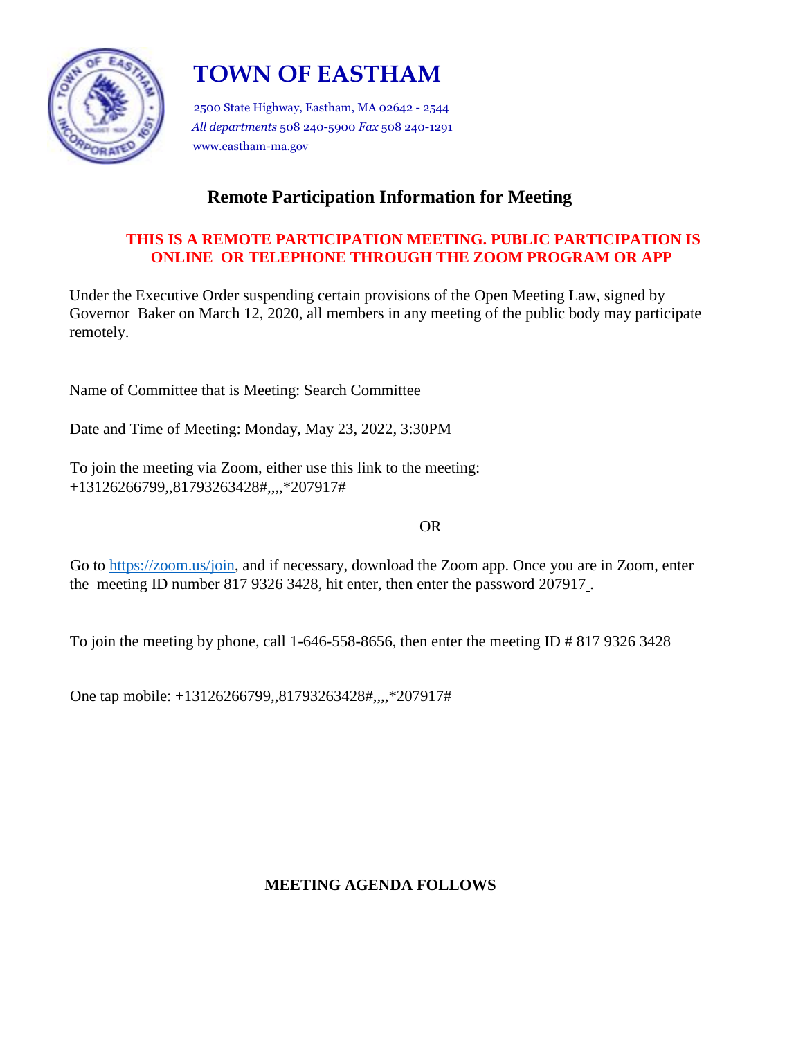# TOWN OF EASTHAM

2500 State Highway, Eastham, MA 02642 - 2544
*All departments* 508 240-5900 *Fax* 508 240-1291
www.eastham-ma.gov

## Remote Participation Information for Meeting

**THIS IS A REMOTE PARTICIPATION MEETING. PUBLIC PARTICIPATION IS ONLINE OR TELEPHONE THROUGH THE ZOOM PROGRAM OR APP**

Under the Executive Order suspending certain provisions of the Open Meeting Law, signed by Governor Baker on March 12, 2020, all members in any meeting of the public body may participate remotely.

Name of Committee that is Meeting: Search Committee

Date and Time of Meeting: Monday, May 23, 2022, 3:30PM

To join the meeting via Zoom, either use this link to the meeting:
+13126266799,,81793263428#,,,,*207917#

OR

Go to https://zoom.us/join, and if necessary, download the Zoom app. Once you are in Zoom, enter the meeting ID number 817 9326 3428, hit enter, then enter the password 207917 .

To join the meeting by phone, call 1-646-558-8656, then enter the meeting ID # 817 9326 3428

One tap mobile: +13126266799,,81793263428#,,,,*207917#

**MEETING AGENDA FOLLOWS**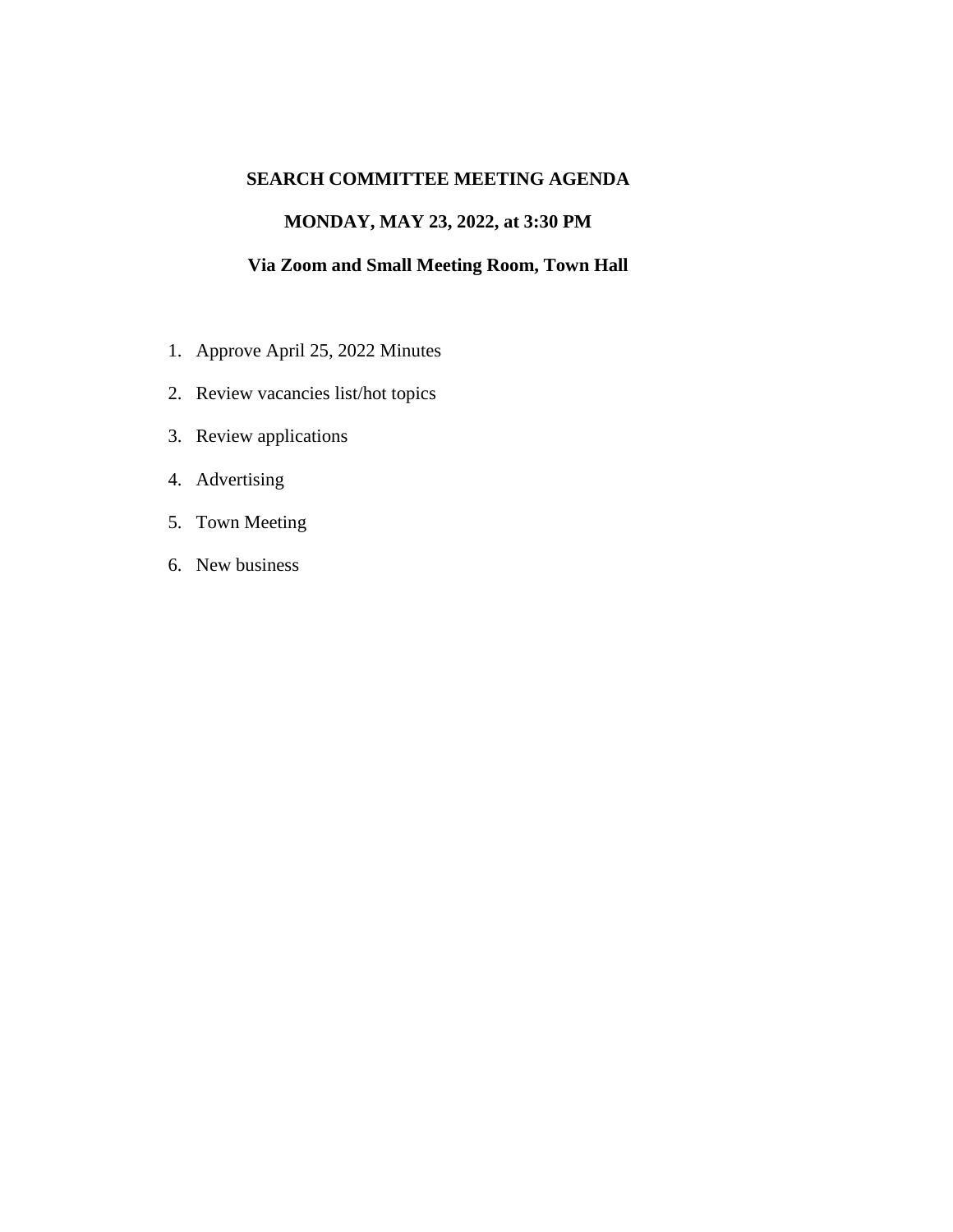**SEARCH COMMITTEE MEETING AGENDA**

**MONDAY, MAY 23, 2022, at 3:30 PM**

**Via Zoom and Small Meeting Room, Town Hall**

1. Approve April 25, 2022 Minutes
2. Review vacancies list/hot topics
3. Review applications
4. Advertising
5. Town Meeting
6. New business